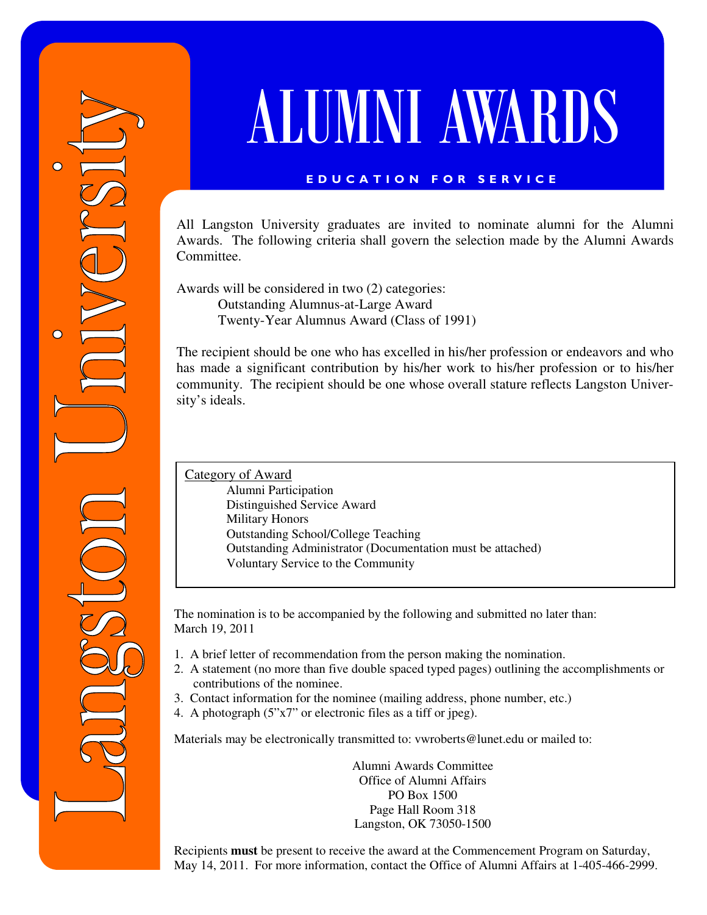Langston University

# ALUMNI AWARDS

**EDUCATION FOR SERVICE**

All Langston University graduates are invited to nominate alumni for the Alumni Awards. The following criteria shall govern the selection made by the Alumni Awards Committee.

Awards will be considered in two (2) categories:

- Outstanding Alumnus-at-Large Award
- Twenty-Year Alumnus Award (Class of 1991)

The recipient should be one who has excelled in his/her profession or endeavors and who has made a significant contribution by his/her work to his/her profession or to his/her community. The recipient should be one whose overall stature reflects Langston University's ideals.

Category of Award

- Alumni Participation
- Distinguished Service Award
- Military Honors
- Outstanding School/College Teaching
- Outstanding Administrator (Documentation must be attached)
- Voluntary Service to the Community

The nomination is to be accompanied by the following and submitted no later than:
March 19, 2011

1. A brief letter of recommendation from the person making the nomination.
2. A statement (no more than five double spaced typed pages) outlining the accomplishments or contributions of the nominee.
3. Contact information for the nominee (mailing address, phone number, etc.)
4. A photograph (5"x7" or electronic files as a tiff or jpeg).

Materials may be electronically transmitted to: vwroberts@lunet.edu or mailed to:

Alumni Awards Committee
Office of Alumni Affairs
PO Box 1500
Page Hall Room 318
Langston, OK 73050-1500

Recipients **must** be present to receive the award at the Commencement Program on Saturday, May 14, 2011. For more information, contact the Office of Alumni Affairs at 1-405-466-2999.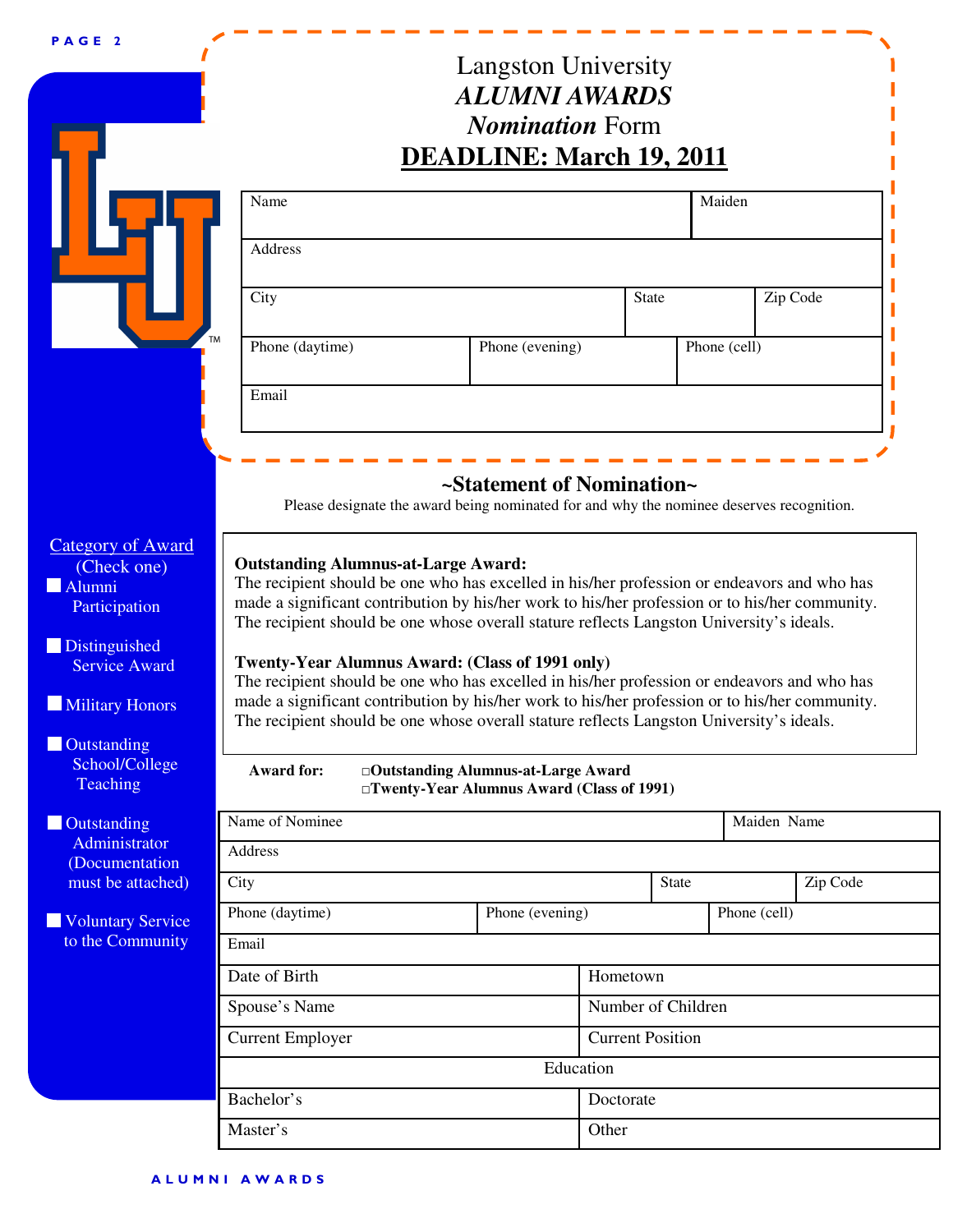# Langston University

## *ALUMNI AWARDS*

## *Nomination* Form

## DEADLINE: March 19, 2011

| Name | | | Maiden |
|---|---|---|---|
| Address | | | |
| City | | State | Zip Code |
| Phone (daytime) | Phone (evening) | Phone (cell) | |
| Email | | | |

Category of Award
(Check one)

- ☐ Alumni Participation
- ☐ Distinguished Service Award
- ☐ Military Honors
- ☐ Outstanding School/College Teaching
- ☐ Outstanding Administrator (Documentation must be attached)
- ☐ Voluntary Service to the Community

## ~Statement of Nomination~

Please designate the award being nominated for and why the nominee deserves recognition.

**Outstanding Alumnus-at-Large Award:**
The recipient should be one who has excelled in his/her profession or endeavors and who has made a significant contribution by his/her work to his/her profession or to his/her community. The recipient should be one whose overall stature reflects Langston University's ideals.

**Twenty-Year Alumnus Award: (Class of 1991 only)**
The recipient should be one who has excelled in his/her profession or endeavors and who has made a significant contribution by his/her work to his/her profession or to his/her community. The recipient should be one whose overall stature reflects Langston University's ideals.

**Award for:** ☐**Outstanding Alumnus-at-Large Award**
☐**Twenty-Year Alumnus Award (Class of 1991)**

| Name of Nominee | | | Maiden Name |
|---|---|---|---|
| Address | | | |
| City | | State | Zip Code |
| Phone (daytime) | Phone (evening) | Phone (cell) | |
| Email | | | |

| Date of Birth | Hometown |
|---|---|
| Spouse's Name | Number of Children |
| Current Employer | Current Position |
| Education | |
| Bachelor's | Doctorate |
| Master's | Other |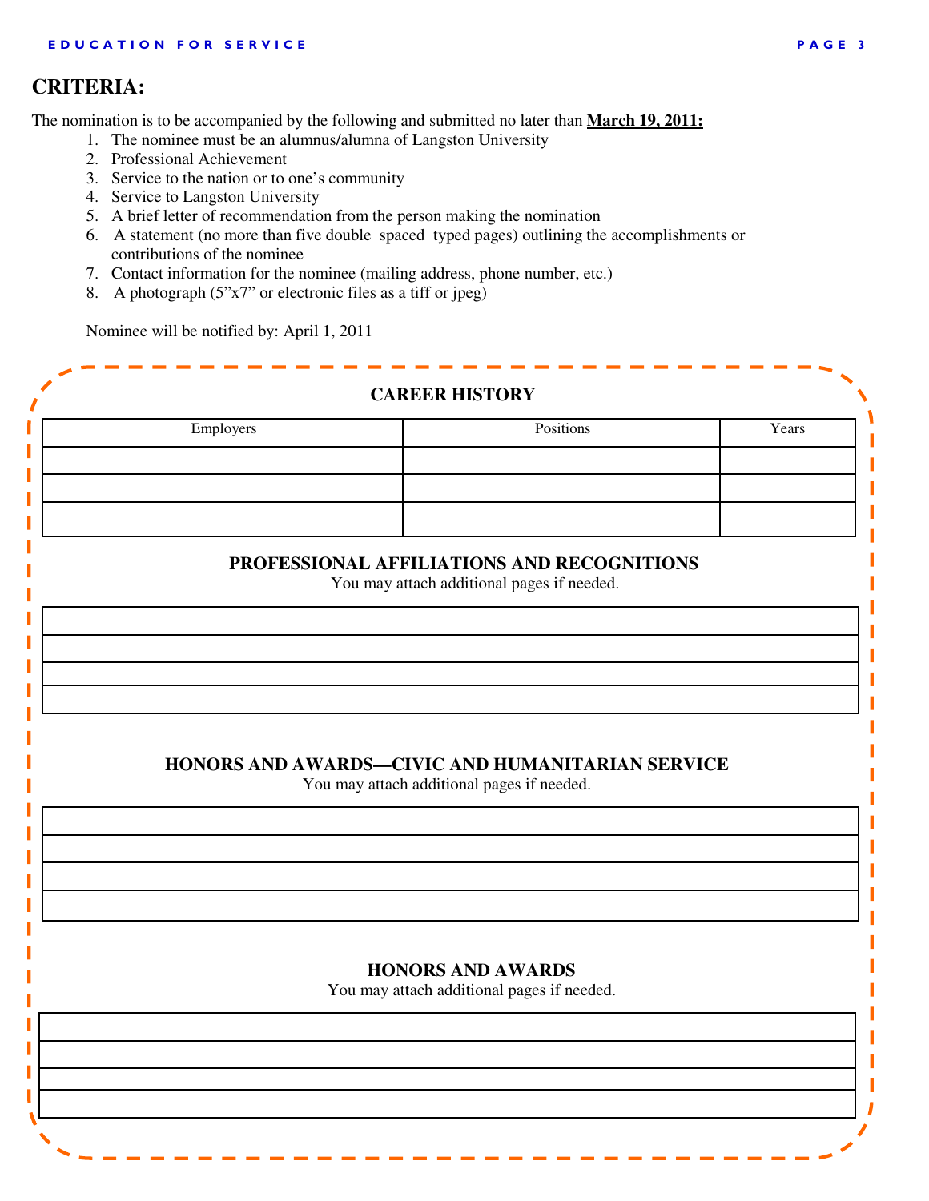# CRITERIA:

The nomination is to be accompanied by the following and submitted no later than **March 19, 2011:**

1. The nominee must be an alumnus/alumna of Langston University
2. Professional Achievement
3. Service to the nation or to one's community
4. Service to Langston University
5. A brief letter of recommendation from the person making the nomination
6. A statement (no more than five double spaced typed pages) outlining the accomplishments or contributions of the nominee
7. Contact information for the nominee (mailing address, phone number, etc.)
8. A photograph (5"x7" or electronic files as a tiff or jpeg)

Nominee will be notified by: April 1, 2011

## CAREER HISTORY

| Employers | Positions | Years |
|---|---|---|
| | | |
| | | |
| | | |

## PROFESSIONAL AFFILIATIONS AND RECOGNITIONS

You may attach additional pages if needed.

| |
|---|
| |
| |
| |
| |

## HONORS AND AWARDS—CIVIC AND HUMANITARIAN SERVICE

You may attach additional pages if needed.

| |
|---|
| |
| |
| |
| |

## HONORS AND AWARDS

You may attach additional pages if needed.

| |
|---|
| |
| |
| |
| |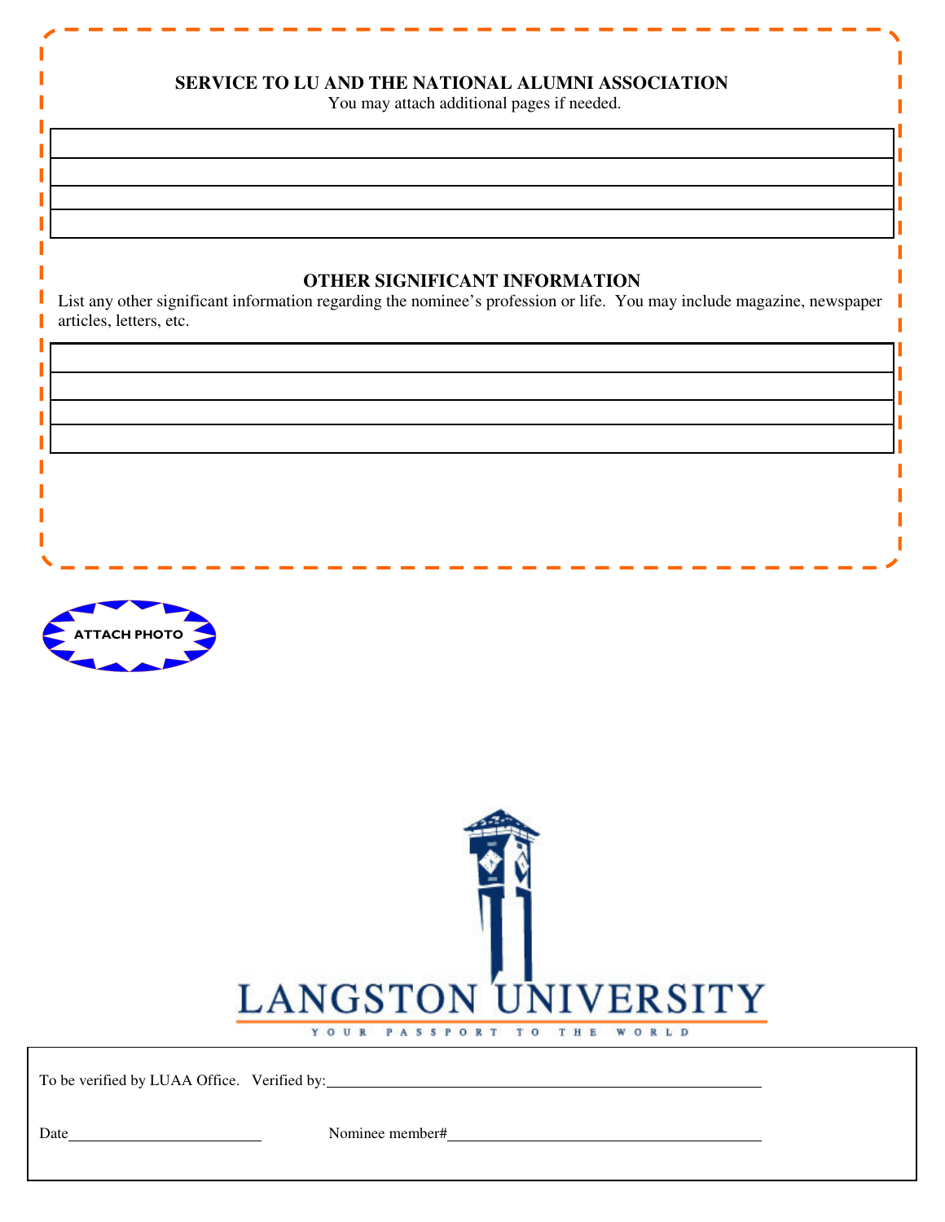## SERVICE TO LU AND THE NATIONAL ALUMNI ASSOCIATION

You may attach additional pages if needed.

| |
|---|
| |
| |
| |
| |

## OTHER SIGNIFICANT INFORMATION

List any other significant information regarding the nominee's profession or life. You may include magazine, newspaper articles, letters, etc.

| |
|---|
| |
| |
| |
| |

ATTACH PHOTO

LANGSTON UNIVERSITY

YOUR PASSPORT TO THE WORLD

To be verified by LUAA Office. Verified by:______________________________

Date______________ Nominee member#______________________